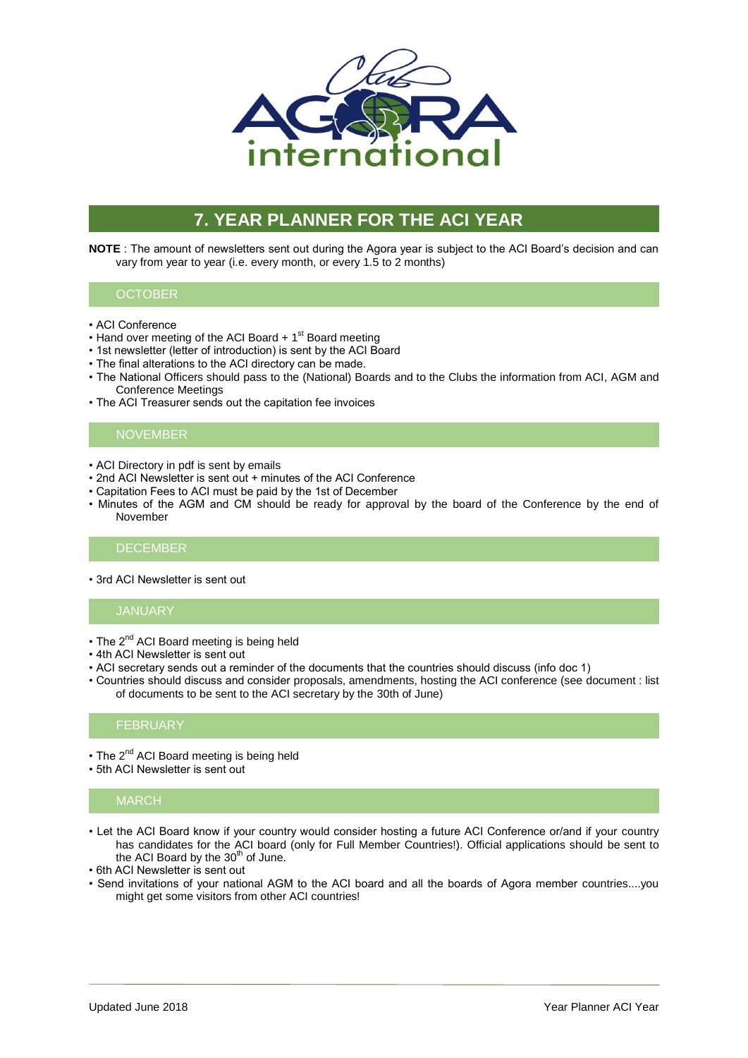# 7. YEAR PLANNER FOR THE ACI YEAR

**NOTE** : The amount of newsletters sent out during the Agora year is subject to the ACI Board's decision and can vary from year to year (i.e. every month, or every 1.5 to 2 months)

## OCTOBER

- ACI Conference
- Hand over meeting of the ACI Board + 1st Board meeting
- 1st newsletter (letter of introduction) is sent by the ACI Board
- The final alterations to the ACI directory can be made.
- The National Officers should pass to the (National) Boards and to the Clubs the information from ACI, AGM and Conference Meetings
- The ACI Treasurer sends out the capitation fee invoices

## NOVEMBER

- ACI Directory in pdf is sent by emails
- 2nd ACI Newsletter is sent out + minutes of the ACI Conference
- Capitation Fees to ACI must be paid by the 1st of December
- Minutes of the AGM and CM should be ready for approval by the board of the Conference by the end of November

## DECEMBER

- 3rd ACI Newsletter is sent out

## JANUARY

- The 2nd ACI Board meeting is being held
- 4th ACI Newsletter is sent out
- ACI secretary sends out a reminder of the documents that the countries should discuss (info doc 1)
- Countries should discuss and consider proposals, amendments, hosting the ACI conference (see document : list of documents to be sent to the ACI secretary by the 30th of June)

## FEBRUARY

- The 2nd ACI Board meeting is being held
- 5th ACI Newsletter is sent out

## MARCH

- Let the ACI Board know if your country would consider hosting a future ACI Conference or/and if your country has candidates for the ACI board (only for Full Member Countries!). Official applications should be sent to the ACI Board by the 30th of June.
- 6th ACI Newsletter is sent out
- Send invitations of your national AGM to the ACI board and all the boards of Agora member countries....you might get some visitors from other ACI countries!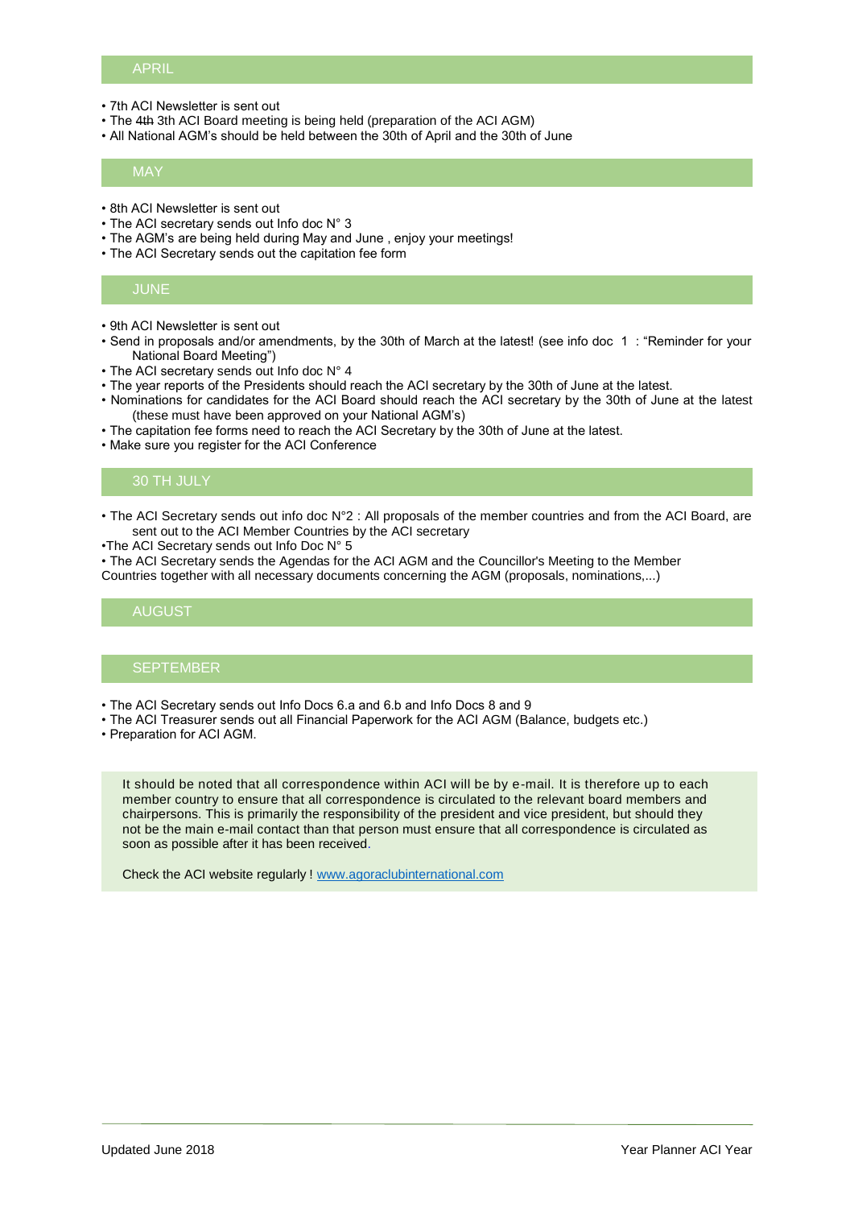## APRIL

- 7th ACI Newsletter is sent out
- The ~~4th~~ 3th ACI Board meeting is being held (preparation of the ACI AGM)
- All National AGM's should be held between the 30th of April and the 30th of June

## MAY

- 8th ACI Newsletter is sent out
- The ACI secretary sends out Info doc N° 3
- The AGM's are being held during May and June , enjoy your meetings!
- The ACI Secretary sends out the capitation fee form

## JUNE

- 9th ACI Newsletter is sent out
- Send in proposals and/or amendments, by the 30th of March at the latest! (see info doc 1 : "Reminder for your National Board Meeting")
- The ACI secretary sends out Info doc N° 4
- The year reports of the Presidents should reach the ACI secretary by the 30th of June at the latest.
- Nominations for candidates for the ACI Board should reach the ACI secretary by the 30th of June at the latest (these must have been approved on your National AGM's)
- The capitation fee forms need to reach the ACI Secretary by the 30th of June at the latest.
- Make sure you register for the ACI Conference

## 30 TH JULY

- The ACI Secretary sends out info doc N°2 : All proposals of the member countries and from the ACI Board, are sent out to the ACI Member Countries by the ACI secretary
- The ACI Secretary sends out Info Doc N° 5
- The ACI Secretary sends the Agendas for the ACI AGM and the Councillor's Meeting to the Member Countries together with all necessary documents concerning the AGM (proposals, nominations,...)

## AUGUST

## SEPTEMBER

- The ACI Secretary sends out Info Docs 6.a and 6.b and Info Docs 8 and 9
- The ACI Treasurer sends out all Financial Paperwork for the ACI AGM (Balance, budgets etc.)
- Preparation for ACI AGM.

It should be noted that all correspondence within ACI will be by e-mail. It is therefore up to each member country to ensure that all correspondence is circulated to the relevant board members and chairpersons. This is primarily the responsibility of the president and vice president, but should they not be the main e-mail contact than that person must ensure that all correspondence is circulated as soon as possible after it has been received.

Check the ACI website regularly ! www.agoraclubinternational.com

Updated June 2018

Year Planner ACI Year